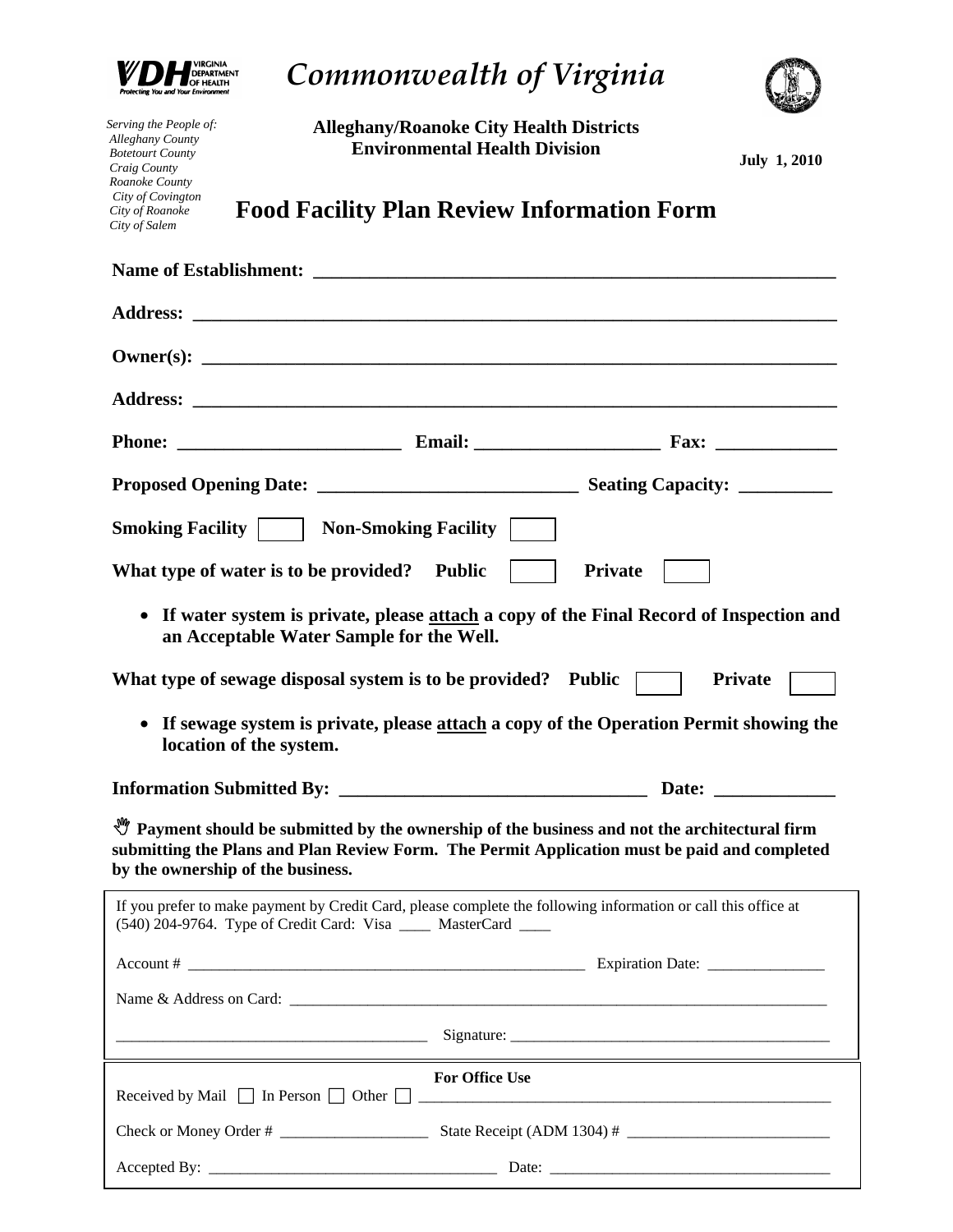VDH VIRGINIA DEPARTMENT OF HEALTH
*Protecting You and Your Environment*

# *Commonwealth of Virginia*

*Serving the People of:*
*Alleghany County*
*Botetourt County*
*Craig County*
*Roanoke County*
*City of Covington*
*City of Roanoke*
*City of Salem*

**Alleghany/Roanoke City Health Districts**
**Environmental Health Division**

**July 1, 2010**

## Food Facility Plan Review Information Form

**Name of Establishment:** ______________________________________________

**Address:** ______________________________________________

**Owner(s):** ______________________________________________

**Address:** ______________________________________________

**Phone:** ______________________ **Email:** ____________________ **Fax:** ____________

**Proposed Opening Date:** __________________________ **Seating Capacity:** __________

**Smoking Facility** ☐ **Non-Smoking Facility** ☐

**What type of water is to be provided? Public** ☐ **Private** ☐

- **If water system is private, please attach a copy of the Final Record of Inspection and an Acceptable Water Sample for the Well.**

**What type of sewage disposal system is to be provided? Public** ☐ **Private** ☐

- **If sewage system is private, please attach a copy of the Operation Permit showing the location of the system.**

**Information Submitted By:** ______________________________ **Date:** ____________

☞ **Payment should be submitted by the ownership of the business and not the architectural firm submitting the Plans and Plan Review Form. The Permit Application must be paid and completed by the ownership of the business.**

If you prefer to make payment by Credit Card, please complete the following information or call this office at (540) 204-9764. Type of Credit Card: Visa ____ MasterCard ____

Account # ______________________________________________ Expiration Date: ______________

Name & Address on Card: ______________________________________________

______________________________________ Signature: ______________________________________

**For Office Use**

Received by Mail ☐ In Person ☐ Other ☐ ______________________________________________

Check or Money Order # __________________ State Receipt (ADM 1304) # ________________________

Accepted By: __________________________________ Date: __________________________________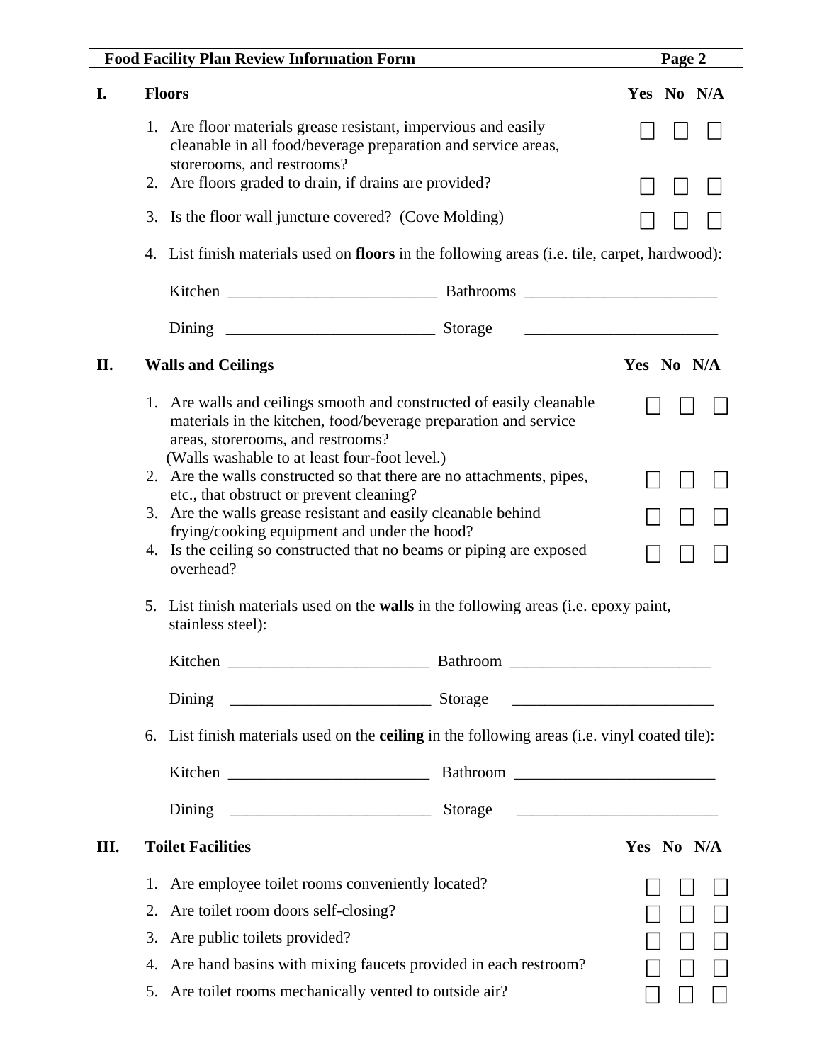## I. Floors

| | Yes | No | N/A |
|---|---|---|---|
| 1. Are floor materials grease resistant, impervious and easily cleanable in all food/beverage preparation and service areas, storerooms, and restrooms? | ☐ | ☐ | ☐ |
| 2. Are floors graded to drain, if drains are provided? | ☐ | ☐ | ☐ |
| 3. Is the floor wall juncture covered? (Cove Molding) | ☐ | ☐ | ☐ |

4. List finish materials used on **floors** in the following areas (i.e. tile, carpet, hardwood):

Kitchen __________________________ Bathrooms ________________________

Dining __________________________ Storage ________________________

## II. Walls and Ceilings

| | Yes | No | N/A |
|---|---|---|---|
| 1. Are walls and ceilings smooth and constructed of easily cleanable materials in the kitchen, food/beverage preparation and service areas, storerooms, and restrooms? (Walls washable to at least four-foot level.) | ☐ | ☐ | ☐ |
| 2. Are the walls constructed so that there are no attachments, pipes, etc., that obstruct or prevent cleaning? | ☐ | ☐ | ☐ |
| 3. Are the walls grease resistant and easily cleanable behind frying/cooking equipment and under the hood? | ☐ | ☐ | ☐ |
| 4. Is the ceiling so constructed that no beams or piping are exposed overhead? | ☐ | ☐ | ☐ |

5. List finish materials used on the **walls** in the following areas (i.e. epoxy paint, stainless steel):

Kitchen _________________________ Bathroom _________________________

Dining _________________________ Storage _________________________

6. List finish materials used on the **ceiling** in the following areas (i.e. vinyl coated tile):

Kitchen _________________________ Bathroom _________________________

Dining _________________________ Storage _________________________

## III. Toilet Facilities

| | Yes | No | N/A |
|---|---|---|---|
| 1. Are employee toilet rooms conveniently located? | ☐ | ☐ | ☐ |
| 2. Are toilet room doors self-closing? | ☐ | ☐ | ☐ |
| 3. Are public toilets provided? | ☐ | ☐ | ☐ |
| 4. Are hand basins with mixing faucets provided in each restroom? | ☐ | ☐ | ☐ |
| 5. Are toilet rooms mechanically vented to outside air? | ☐ | ☐ | ☐ |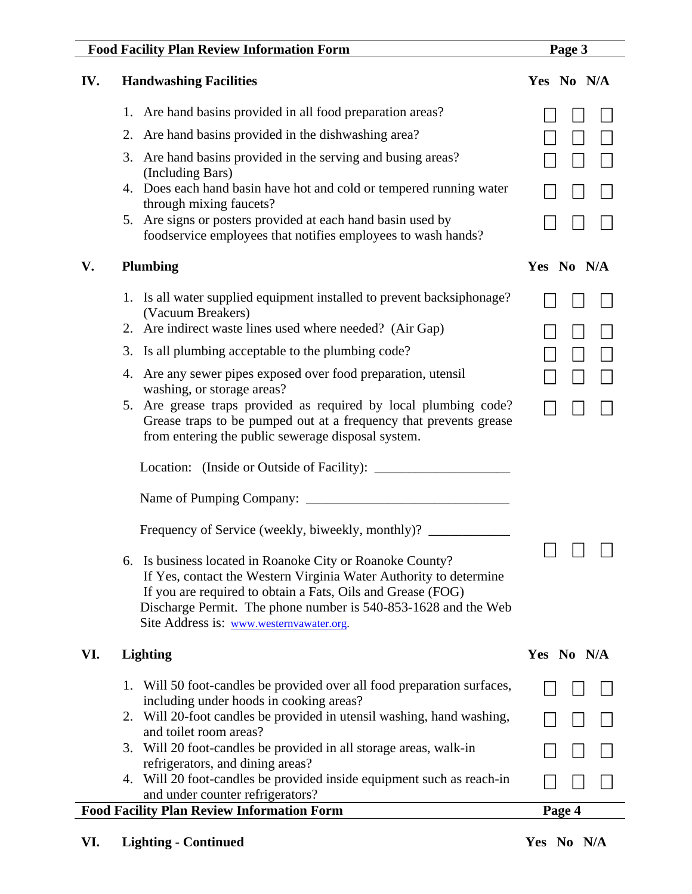## IV. Handwashing Facilities

| | Yes | No | N/A |
|---|---|---|---|
| 1. Are hand basins provided in all food preparation areas? | ☐ | ☐ | ☐ |
| 2. Are hand basins provided in the dishwashing area? | ☐ | ☐ | ☐ |
| 3. Are hand basins provided in the serving and busing areas? (Including Bars) | ☐ | ☐ | ☐ |
| 4. Does each hand basin have hot and cold or tempered running water through mixing faucets? | ☐ | ☐ | ☐ |
| 5. Are signs or posters provided at each hand basin used by foodservice employees that notifies employees to wash hands? | ☐ | ☐ | ☐ |

## V. Plumbing

| | Yes | No | N/A |
|---|---|---|---|
| 1. Is all water supplied equipment installed to prevent backsiphonage? (Vacuum Breakers) | ☐ | ☐ | ☐ |
| 2. Are indirect waste lines used where needed? (Air Gap) | ☐ | ☐ | ☐ |
| 3. Is all plumbing acceptable to the plumbing code? | ☐ | ☐ | ☐ |
| 4. Are any sewer pipes exposed over food preparation, utensil washing, or storage areas? | ☐ | ☐ | ☐ |
| 5. Are grease traps provided as required by local plumbing code? Grease traps to be pumped out at a frequency that prevents grease from entering the public sewerage disposal system. | ☐ | ☐ | ☐ |

Location: (Inside or Outside of Facility): ____________________

Name of Pumping Company: ______________________________

Frequency of Service (weekly, biweekly, monthly)? ____________

| | Yes | No | N/A |
|---|---|---|---|
| 6. Is business located in Roanoke City or Roanoke County? If Yes, contact the Western Virginia Water Authority to determine If you are required to obtain a Fats, Oils and Grease (FOG) Discharge Permit. The phone number is 540-853-1628 and the Web Site Address is: www.westernvawater.org. | ☐ | ☐ | ☐ |

## VI. Lighting

| | Yes | No | N/A |
|---|---|---|---|
| 1. Will 50 foot-candles be provided over all food preparation surfaces, including under hoods in cooking areas? | ☐ | ☐ | ☐ |
| 2. Will 20-foot candles be provided in utensil washing, hand washing, and toilet room areas? | ☐ | ☐ | ☐ |
| 3. Will 20 foot-candles be provided in all storage areas, walk-in refrigerators, and dining areas? | ☐ | ☐ | ☐ |
| 4. Will 20 foot-candles be provided inside equipment such as reach-in and under counter refrigerators? | ☐ | ☐ | ☐ |

## VI. Lighting - Continued

| | Yes | No | N/A |
|---|---|---|---|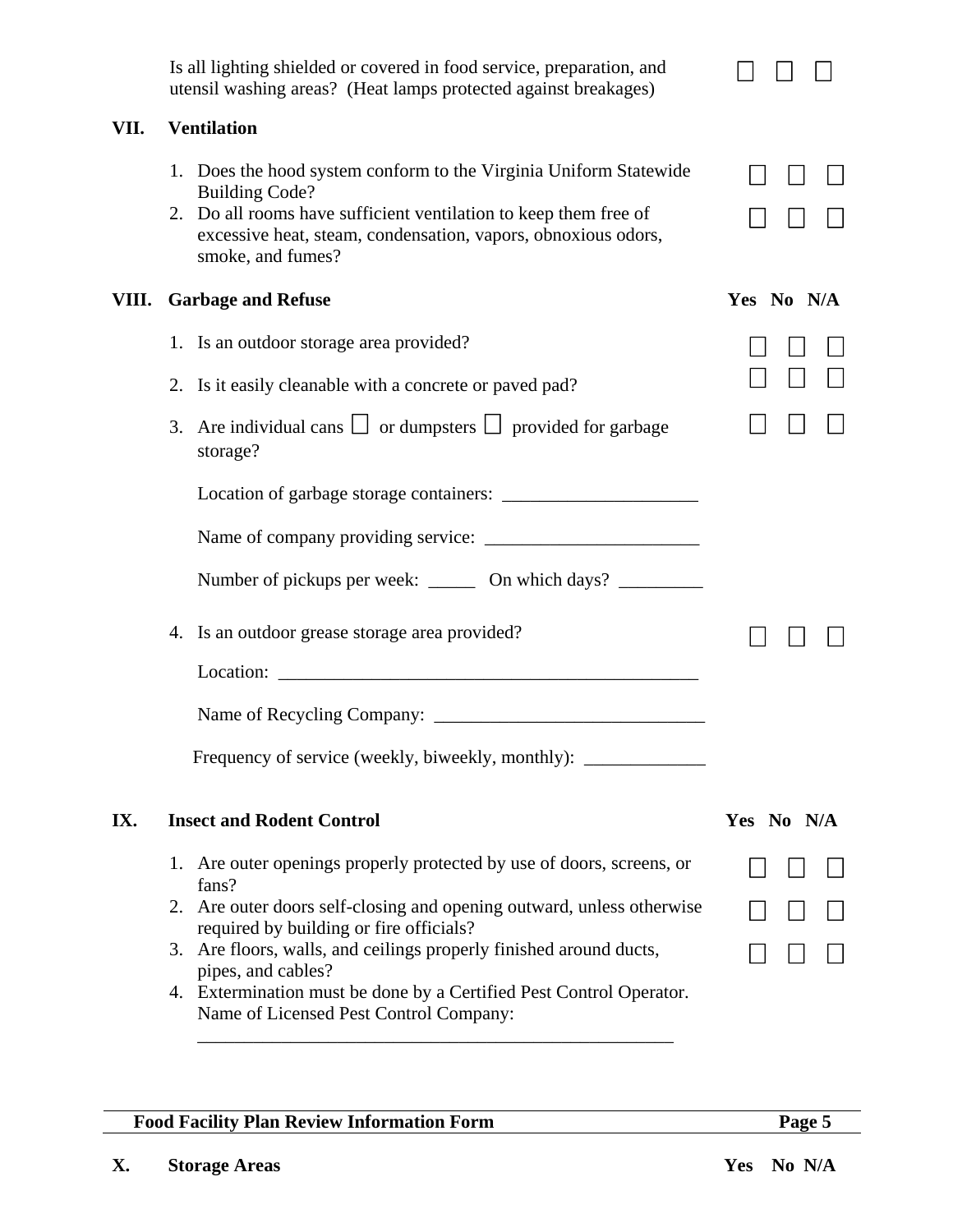Is all lighting shielded or covered in food service, preparation, and utensil washing areas? (Heat lamps protected against breakages) ☐ ☐ ☐

## VII. Ventilation

1. Does the hood system conform to the Virginia Uniform Statewide Building Code? ☐ ☐ ☐
2. Do all rooms have sufficient ventilation to keep them free of excessive heat, steam, condensation, vapors, obnoxious odors, smoke, and fumes? ☐ ☐ ☐

## VIII. Garbage and Refuse

| | Yes | No | N/A |
|---|---|---|---|
| 1. Is an outdoor storage area provided? | ☐ | ☐ | ☐ |
| 2. Is it easily cleanable with a concrete or paved pad? | ☐ | ☐ | ☐ |
| 3. Are individual cans ☐ or dumpsters ☐ provided for garbage storage? | ☐ | ☐ | ☐ |

Location of garbage storage containers: _____________________

Name of company providing service: _______________________

Number of pickups per week: _____ On which days? _________

| | Yes | No | N/A |
|---|---|---|---|
| 4. Is an outdoor grease storage area provided? | ☐ | ☐ | ☐ |

Location: _______________________________________________

Name of Recycling Company: _____________________________

Frequency of service (weekly, biweekly, monthly): _____________

## IX. Insect and Rodent Control

| | Yes | No | N/A |
|---|---|---|---|
| 1. Are outer openings properly protected by use of doors, screens, or fans? | ☐ | ☐ | ☐ |
| 2. Are outer doors self-closing and opening outward, unless otherwise required by building or fire officials? | ☐ | ☐ | ☐ |
| 3. Are floors, walls, and ceilings properly finished around ducts, pipes, and cables? | ☐ | ☐ | ☐ |

4. Extermination must be done by a Certified Pest Control Operator. Name of Licensed Pest Control Company:

_____________________________________________________

## X. Storage Areas

Yes No N/A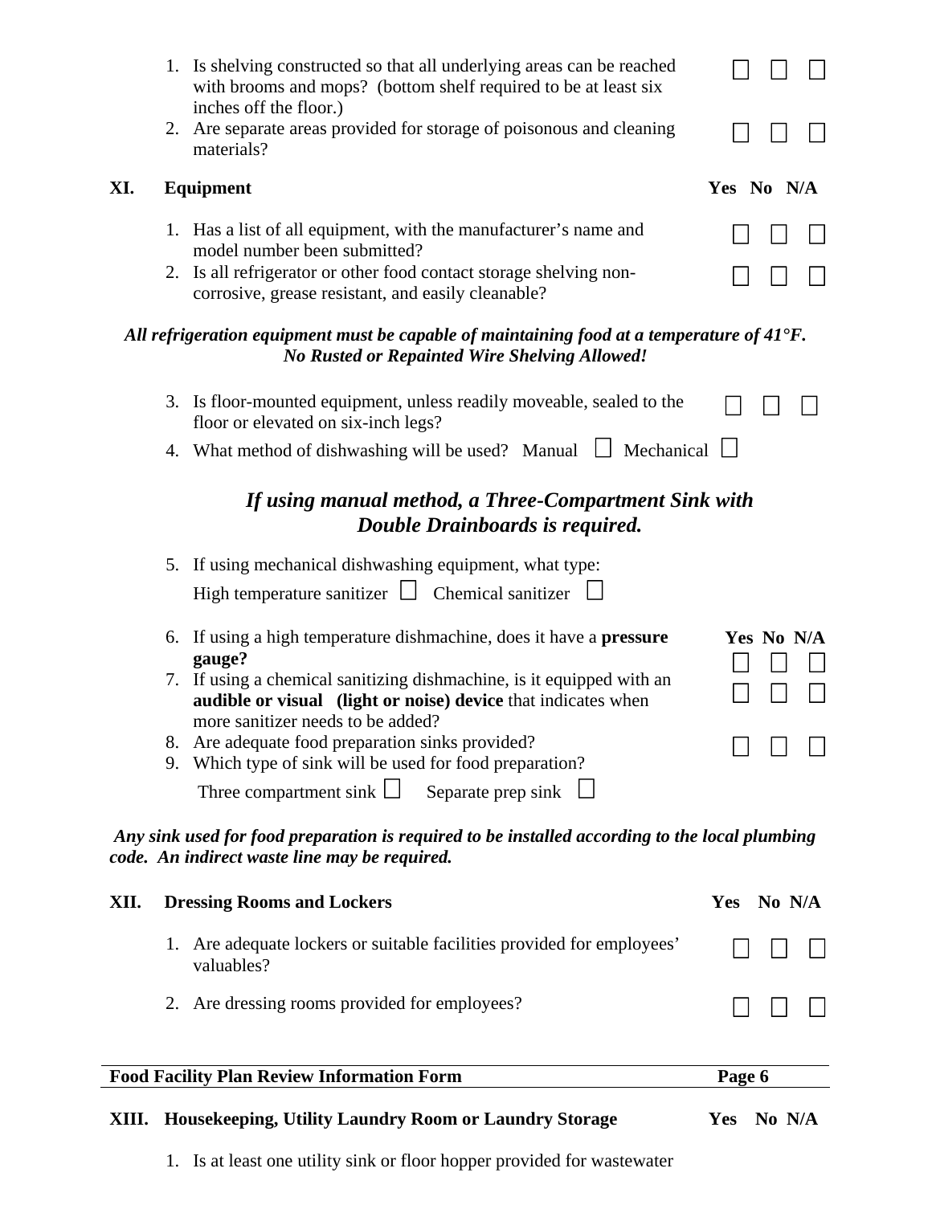1. Is shelving constructed so that all underlying areas can be reached with brooms and mops? (bottom shelf required to be at least six inches off the floor.) ☐ ☐ ☐
2. Are separate areas provided for storage of poisonous and cleaning materials? ☐ ☐ ☐

## XI. Equipment

**Yes No N/A**

1. Has a list of all equipment, with the manufacturer's name and model number been submitted? ☐ ☐ ☐
2. Is all refrigerator or other food contact storage shelving non-corrosive, grease resistant, and easily cleanable? ☐ ☐ ☐

***All refrigeration equipment must be capable of maintaining food at a temperature of 41°F. No Rusted or Repainted Wire Shelving Allowed!***

3. Is floor-mounted equipment, unless readily moveable, sealed to the floor or elevated on six-inch legs? ☐ ☐ ☐
4. What method of dishwashing will be used? Manual ☐ Mechanical ☐

***If using manual method, a Three-Compartment Sink with Double Drainboards is required.***

5. If using mechanical dishwashing equipment, what type:
   High temperature sanitizer ☐ Chemical sanitizer ☐

**Yes No N/A**

6. If using a high temperature dishmachine, does it have a **pressure gauge?** ☐ ☐ ☐
7. If using a chemical sanitizing dishmachine, is it equipped with an **audible or visual (light or noise) device** that indicates when more sanitizer needs to be added? ☐ ☐ ☐
8. Are adequate food preparation sinks provided? ☐ ☐ ☐
9. Which type of sink will be used for food preparation?
   Three compartment sink ☐ Separate prep sink ☐

***Any sink used for food preparation is required to be installed according to the local plumbing code. An indirect waste line may be required.***

## XII. Dressing Rooms and Lockers

**Yes No N/A**

1. Are adequate lockers or suitable facilities provided for employees' valuables? ☐ ☐ ☐
2. Are dressing rooms provided for employees? ☐ ☐ ☐

## XIII. Housekeeping, Utility Laundry Room or Laundry Storage

**Yes No N/A**

1. Is at least one utility sink or floor hopper provided for wastewater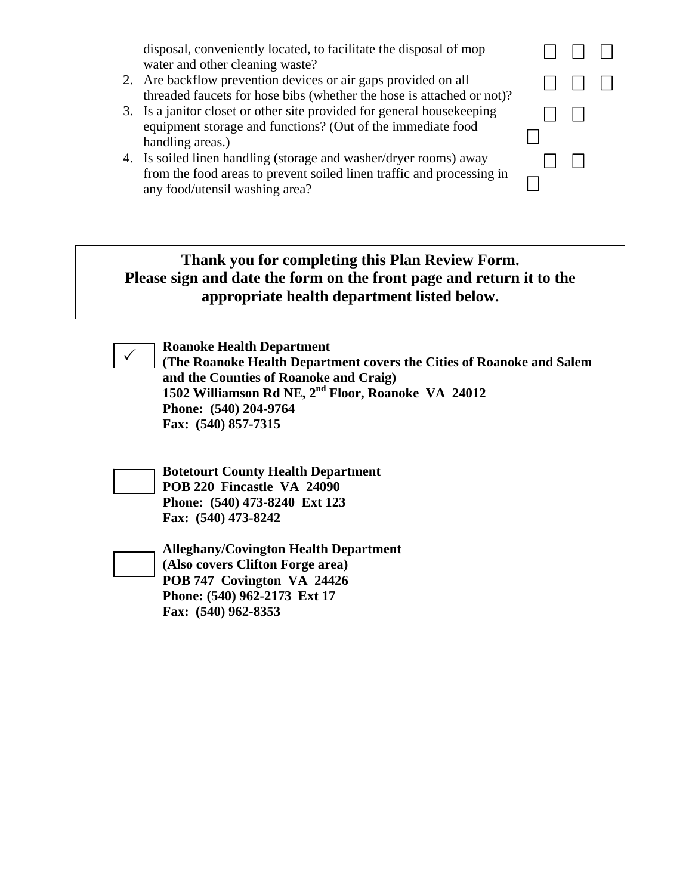disposal, conveniently located, to facilitate the disposal of mop water and other cleaning waste? ☐ ☐ ☐

2. Are backflow prevention devices or air gaps provided on all threaded faucets for hose bibs (whether the hose is attached or not)? ☐ ☐ ☐
3. Is a janitor closet or other site provided for general housekeeping equipment storage and functions? (Out of the immediate food handling areas.) ☐ ☐ ☐
4. Is soiled linen handling (storage and washer/dryer rooms) away from the food areas to prevent soiled linen traffic and processing in any food/utensil washing area? ☐ ☐ ☐

---

**Thank you for completing this Plan Review Form.**
**Please sign and date the form on the front page and return it to the appropriate health department listed below.**

---

☑ **Roanoke Health Department**
**(The Roanoke Health Department covers the Cities of Roanoke and Salem and the Counties of Roanoke and Craig)**
**1502 Williamson Rd NE, 2nd Floor, Roanoke VA 24012**
**Phone: (540) 204-9764**
**Fax: (540) 857-7315**

☐ **Botetourt County Health Department**
**POB 220 Fincastle VA 24090**
**Phone: (540) 473-8240 Ext 123**
**Fax: (540) 473-8242**

☐ **Alleghany/Covington Health Department**
**(Also covers Clifton Forge area)**
**POB 747 Covington VA 24426**
**Phone: (540) 962-2173 Ext 17**
**Fax: (540) 962-8353**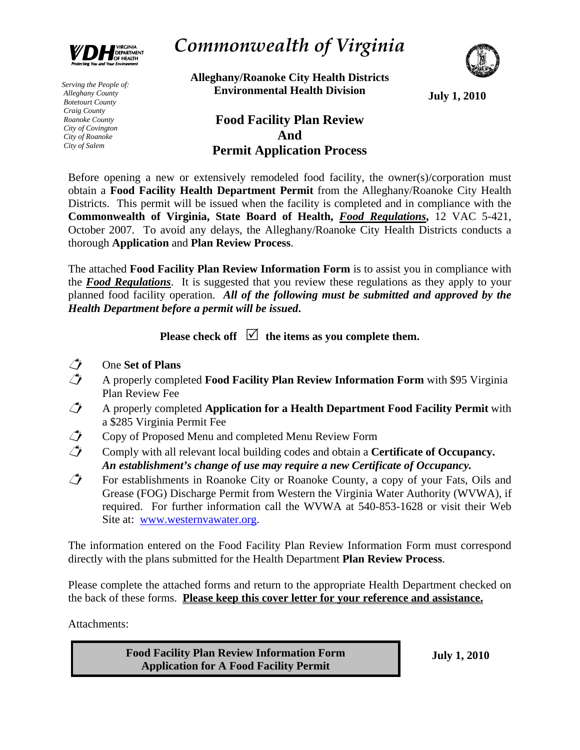Commonwealth of Virginia

Serving the People of:
Alleghany County
Botetourt County
Craig County
Roanoke County
City of Covington
City of Roanoke
City of Salem

**Alleghany/Roanoke City Health Districts**
**Environmental Health Division**

**July 1, 2010**

# Food Facility Plan Review And Permit Application Process

Before opening a new or extensively remodeled food facility, the owner(s)/corporation must obtain a **Food Facility Health Department Permit** from the Alleghany/Roanoke City Health Districts. This permit will be issued when the facility is completed and in compliance with the **Commonwealth of Virginia, State Board of Health, *Food Regulations*,** 12 VAC 5-421, October 2007. To avoid any delays, the Alleghany/Roanoke City Health Districts conducts a thorough **Application** and **Plan Review Process**.

The attached **Food Facility Plan Review Information Form** is to assist you in compliance with the ***Food Regulations***. It is suggested that you review these regulations as they apply to your planned food facility operation. ***All of the following must be submitted and approved by the Health Department before a permit will be issued.***

**Please check off ☑ the items as you complete them.**

- ☐ One **Set of Plans**
- ☐ A properly completed **Food Facility Plan Review Information Form** with $95 Virginia Plan Review Fee
- ☐ A properly completed **Application for a Health Department Food Facility Permit** with a $285 Virginia Permit Fee
- ☐ Copy of Proposed Menu and completed Menu Review Form
- ☐ Comply with all relevant local building codes and obtain a **Certificate of Occupancy.** ***An establishment's change of use may require a new Certificate of Occupancy.***
- ☐ For establishments in Roanoke City or Roanoke County, a copy of your Fats, Oils and Grease (FOG) Discharge Permit from Western the Virginia Water Authority (WVWA), if required. For further information call the WVWA at 540-853-1628 or visit their Web Site at: www.westernvawater.org.

The information entered on the Food Facility Plan Review Information Form must correspond directly with the plans submitted for the Health Department **Plan Review Process**.

Please complete the attached forms and return to the appropriate Health Department checked on the back of these forms. **Please keep this cover letter for your reference and assistance.**

Attachments:

**Food Facility Plan Review Information Form**
**Application for A Food Facility Permit**

**July 1, 2010**